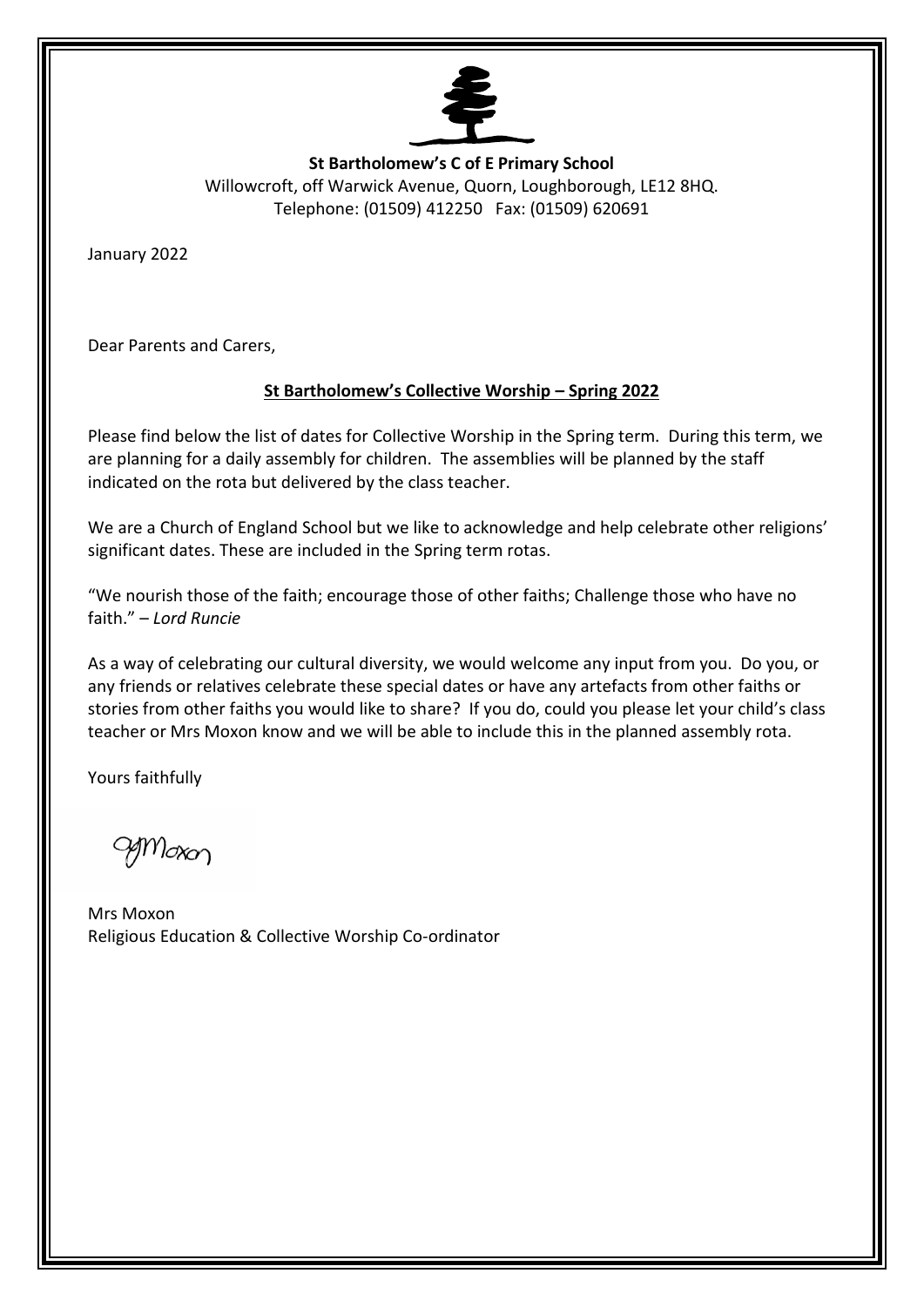**St Bartholomew's C of E Primary School**
Willowcroft, off Warwick Avenue, Quorn, Loughborough, LE12 8HQ.
Telephone: (01509) 412250 Fax: (01509) 620691

January 2022

Dear Parents and Carers,

**St Bartholomew's Collective Worship – Spring 2022**

Please find below the list of dates for Collective Worship in the Spring term. During this term, we are planning for a daily assembly for children. The assemblies will be planned by the staff indicated on the rota but delivered by the class teacher.

We are a Church of England School but we like to acknowledge and help celebrate other religions' significant dates. These are included in the Spring term rotas.

"We nourish those of the faith; encourage those of other faiths; Challenge those who have no faith." – *Lord Runcie*

As a way of celebrating our cultural diversity, we would welcome any input from you. Do you, or any friends or relatives celebrate these special dates or have any artefacts from other faiths or stories from other faiths you would like to share? If you do, could you please let your child's class teacher or Mrs Moxon know and we will be able to include this in the planned assembly rota.

Yours faithfully

Mrs Moxon
Religious Education & Collective Worship Co-ordinator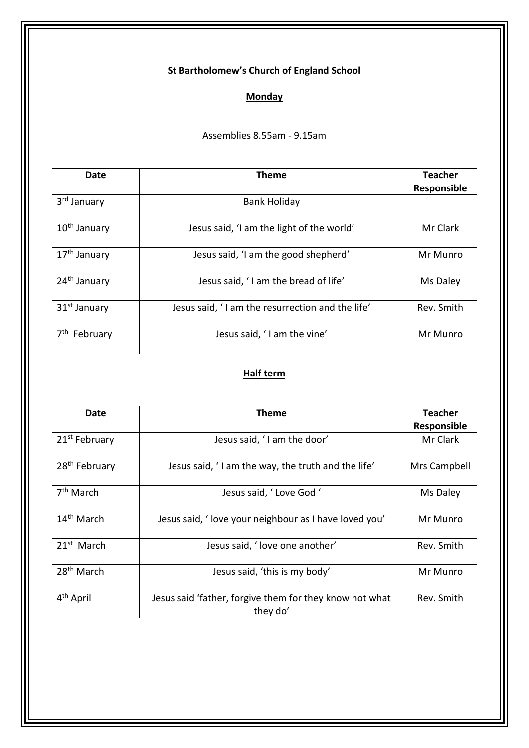**St Bartholomew's Church of England School**

**Monday**

Assemblies 8.55am - 9.15am

| Date | Theme | Teacher Responsible |
|---|---|---|
| 3rd January | Bank Holiday | |
| 10th January | Jesus said, 'I am the light of the world' | Mr Clark |
| 17th January | Jesus said, 'I am the good shepherd' | Mr Munro |
| 24th January | Jesus said, ' I am the bread of life' | Ms Daley |
| 31st January | Jesus said, ' I am the resurrection and the life' | Rev. Smith |
| 7th February | Jesus said, ' I am the vine' | Mr Munro |

**Half term**

| Date | Theme | Teacher Responsible |
|---|---|---|
| 21st February | Jesus said, ' I am the door' | Mr Clark |
| 28th February | Jesus said, ' I am the way, the truth and the life' | Mrs Campbell |
| 7th March | Jesus said, ' Love God ' | Ms Daley |
| 14th March | Jesus said, ' love your neighbour as I have loved you' | Mr Munro |
| 21st March | Jesus said, ' love one another' | Rev. Smith |
| 28th March | Jesus said, 'this is my body' | Mr Munro |
| 4th April | Jesus said 'father, forgive them for they know not what they do' | Rev. Smith |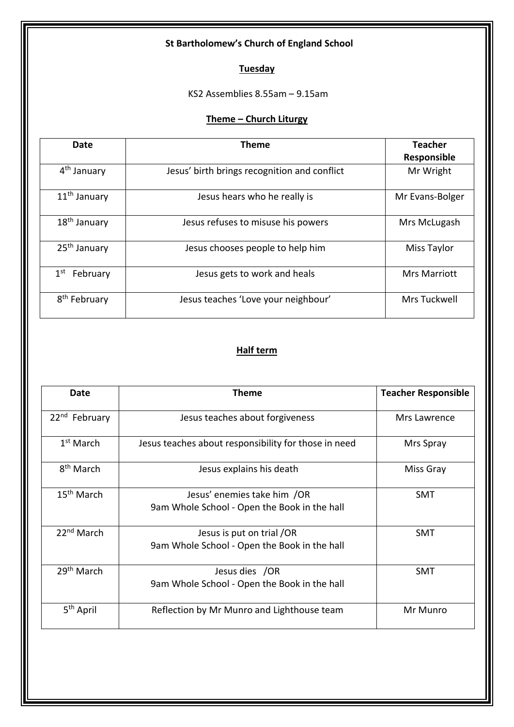**St Bartholomew's Church of England School**

**Tuesday**

KS2 Assemblies 8.55am – 9.15am

**Theme – Church Liturgy**

| Date | Theme | Teacher Responsible |
|---|---|---|
| 4th January | Jesus' birth brings recognition and conflict | Mr Wright |
| 11th January | Jesus hears who he really is | Mr Evans-Bolger |
| 18th January | Jesus refuses to misuse his powers | Mrs McLugash |
| 25th January | Jesus chooses people to help him | Miss Taylor |
| 1st February | Jesus gets to work and heals | Mrs Marriott |
| 8th February | Jesus teaches 'Love your neighbour' | Mrs Tuckwell |

**Half term**

| Date | Theme | Teacher Responsible |
|---|---|---|
| 22nd February | Jesus teaches about forgiveness | Mrs Lawrence |
| 1st March | Jesus teaches about responsibility for those in need | Mrs Spray |
| 8th March | Jesus explains his death | Miss Gray |
| 15th March | Jesus' enemies take him /OR 9am Whole School - Open the Book in the hall | SMT |
| 22nd March | Jesus is put on trial /OR 9am Whole School - Open the Book in the hall | SMT |
| 29th March | Jesus dies /OR 9am Whole School - Open the Book in the hall | SMT |
| 5th April | Reflection by Mr Munro and Lighthouse team | Mr Munro |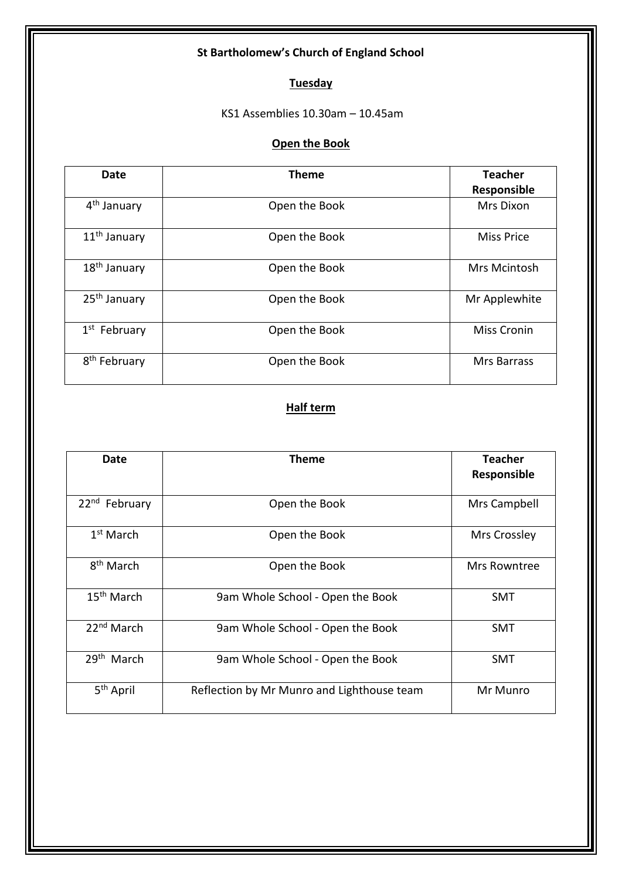**St Bartholomew's Church of England School**

**Tuesday**

KS1 Assemblies 10.30am – 10.45am

**Open the Book**

| Date | Theme | Teacher Responsible |
|---|---|---|
| 4th January | Open the Book | Mrs Dixon |
| 11th January | Open the Book | Miss Price |
| 18th January | Open the Book | Mrs Mcintosh |
| 25th January | Open the Book | Mr Applewhite |
| 1st February | Open the Book | Miss Cronin |
| 8th February | Open the Book | Mrs Barrass |

**Half term**

| Date | Theme | Teacher Responsible |
|---|---|---|
| 22nd February | Open the Book | Mrs Campbell |
| 1st March | Open the Book | Mrs Crossley |
| 8th March | Open the Book | Mrs Rowntree |
| 15th March | 9am Whole School - Open the Book | SMT |
| 22nd March | 9am Whole School - Open the Book | SMT |
| 29th March | 9am Whole School - Open the Book | SMT |
| 5th April | Reflection by Mr Munro and Lighthouse team | Mr Munro |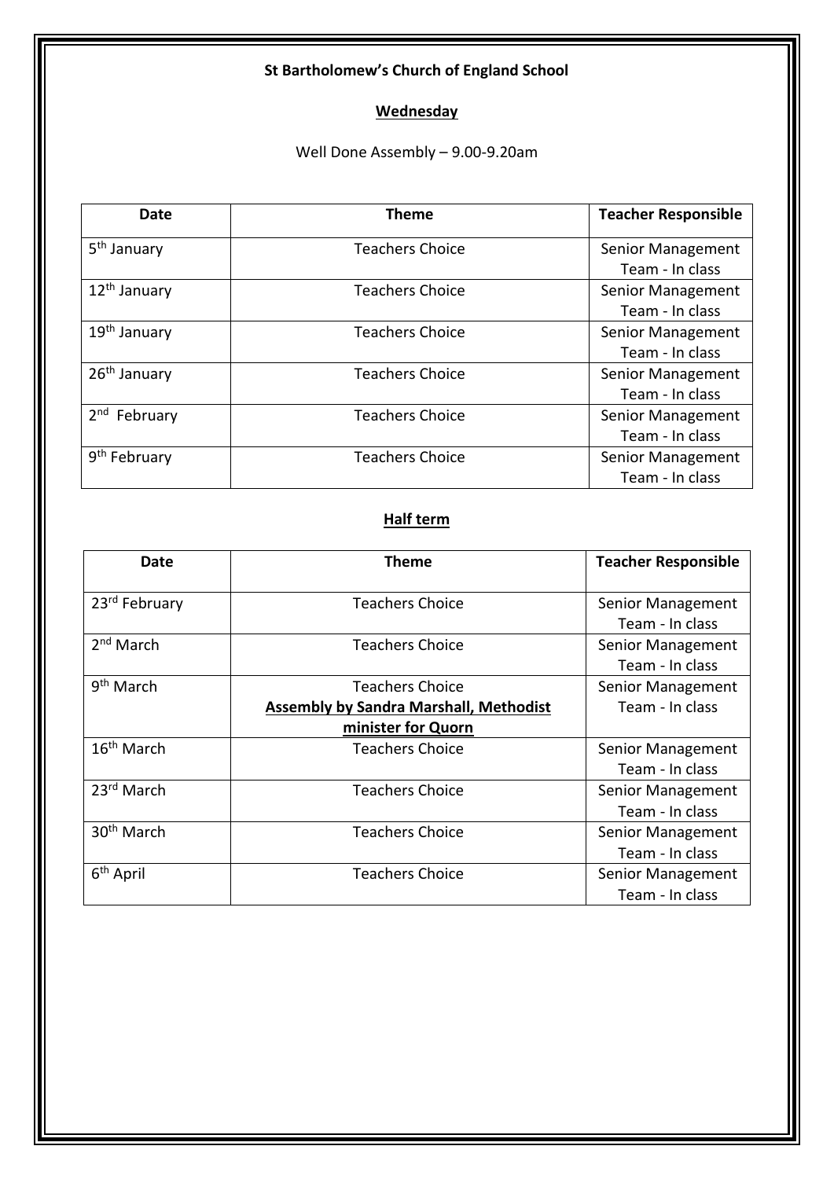**St Bartholomew's Church of England School**

**Wednesday**

Well Done Assembly – 9.00-9.20am

| Date | Theme | Teacher Responsible |
|---|---|---|
| 5th January | Teachers Choice | Senior Management Team - In class |
| 12th January | Teachers Choice | Senior Management Team - In class |
| 19th January | Teachers Choice | Senior Management Team - In class |
| 26th January | Teachers Choice | Senior Management Team - In class |
| 2nd February | Teachers Choice | Senior Management Team - In class |
| 9th February | Teachers Choice | Senior Management Team - In class |

**Half term**

| Date | Theme | Teacher Responsible |
|---|---|---|
| 23rd February | Teachers Choice | Senior Management Team - In class |
| 2nd March | Teachers Choice | Senior Management Team - In class |
| 9th March | Teachers Choice **Assembly by Sandra Marshall, Methodist minister for Quorn** | Senior Management Team - In class |
| 16th March | Teachers Choice | Senior Management Team - In class |
| 23rd March | Teachers Choice | Senior Management Team - In class |
| 30th March | Teachers Choice | Senior Management Team - In class |
| 6th April | Teachers Choice | Senior Management Team - In class |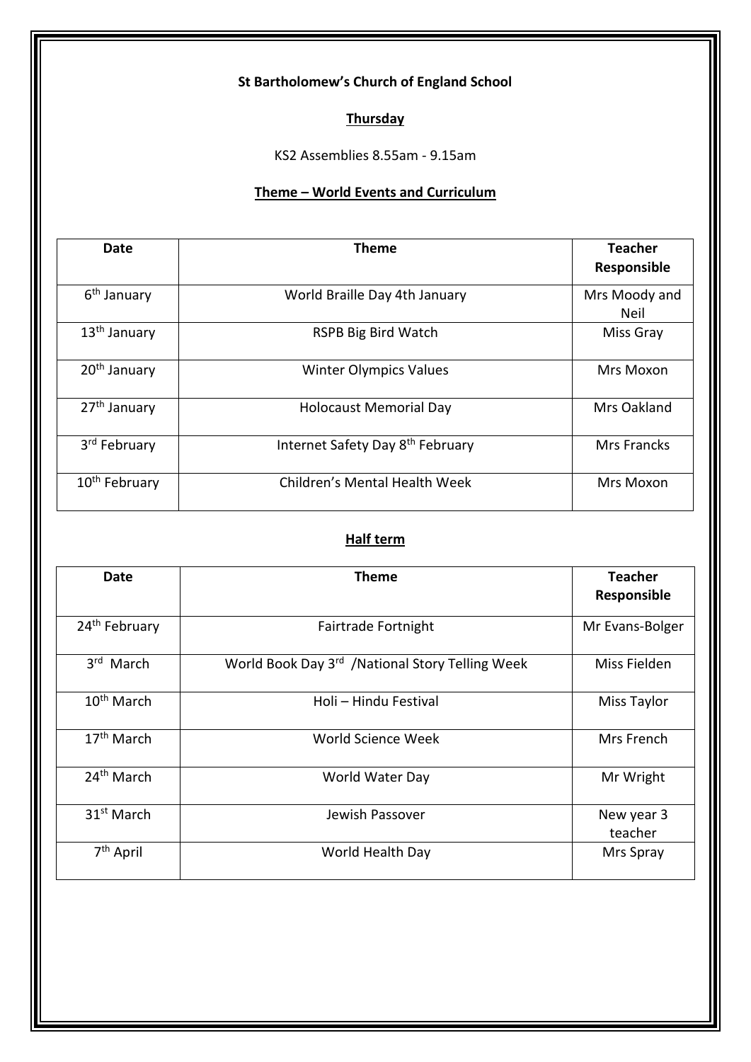**St Bartholomew's Church of England School**

**Thursday**

KS2 Assemblies 8.55am - 9.15am

**Theme – World Events and Curriculum**

| Date | Theme | Teacher Responsible |
|---|---|---|
| 6th January | World Braille Day 4th January | Mrs Moody and Neil |
| 13th January | RSPB Big Bird Watch | Miss Gray |
| 20th January | Winter Olympics Values | Mrs Moxon |
| 27th January | Holocaust Memorial Day | Mrs Oakland |
| 3rd February | Internet Safety Day 8th February | Mrs Francks |
| 10th February | Children's Mental Health Week | Mrs Moxon |

**Half term**

| Date | Theme | Teacher Responsible |
|---|---|---|
| 24th February | Fairtrade Fortnight | Mr Evans-Bolger |
| 3rd March | World Book Day 3rd /National Story Telling Week | Miss Fielden |
| 10th March | Holi – Hindu Festival | Miss Taylor |
| 17th March | World Science Week | Mrs French |
| 24th March | World Water Day | Mr Wright |
| 31st March | Jewish Passover | New year 3 teacher |
| 7th April | World Health Day | Mrs Spray |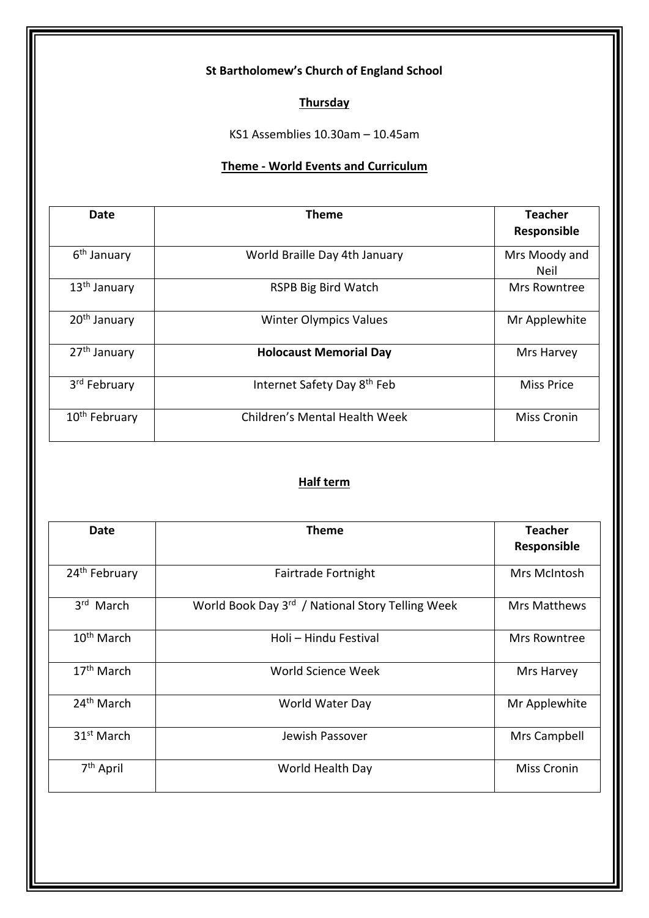**St Bartholomew's Church of England School**

**Thursday**

KS1 Assemblies 10.30am – 10.45am

**Theme - World Events and Curriculum**

| Date | Theme | Teacher Responsible |
|---|---|---|
| 6th January | World Braille Day 4th January | Mrs Moody and Neil |
| 13th January | RSPB Big Bird Watch | Mrs Rowntree |
| 20th January | Winter Olympics Values | Mr Applewhite |
| 27th January | **Holocaust Memorial Day** | Mrs Harvey |
| 3rd February | Internet Safety Day 8th Feb | Miss Price |
| 10th February | Children's Mental Health Week | Miss Cronin |

**Half term**

| Date | Theme | Teacher Responsible |
|---|---|---|
| 24th February | Fairtrade Fortnight | Mrs McIntosh |
| 3rd March | World Book Day 3rd / National Story Telling Week | Mrs Matthews |
| 10th March | Holi – Hindu Festival | Mrs Rowntree |
| 17th March | World Science Week | Mrs Harvey |
| 24th March | World Water Day | Mr Applewhite |
| 31st March | Jewish Passover | Mrs Campbell |
| 7th April | World Health Day | Miss Cronin |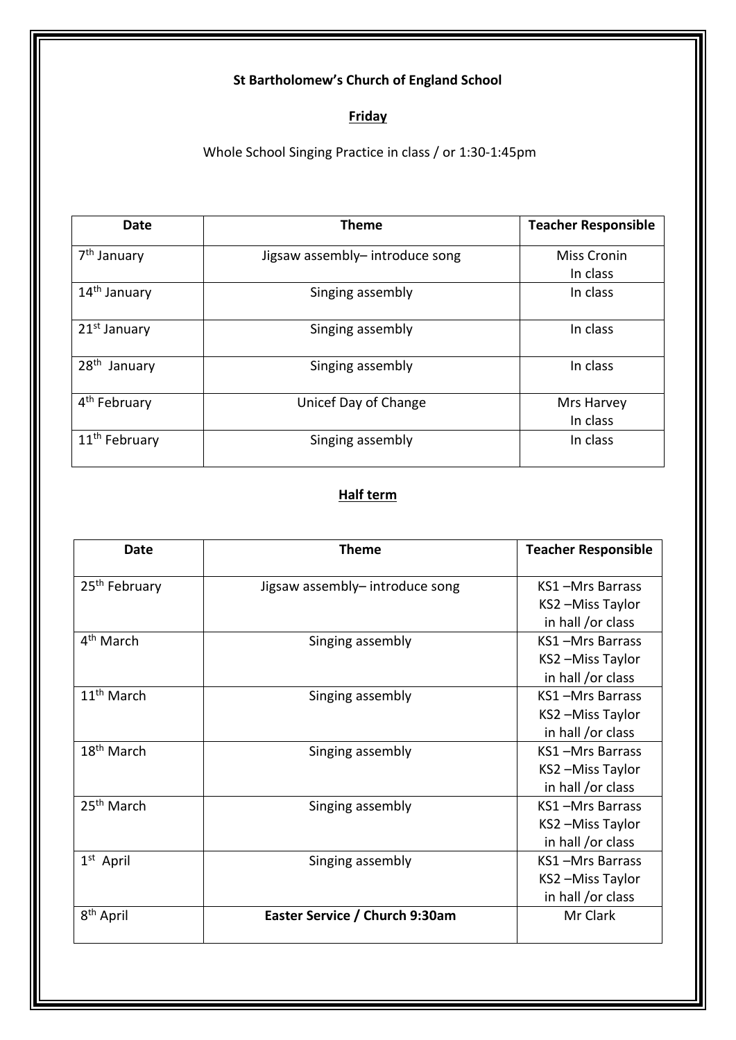**St Bartholomew's Church of England School**

**Friday**

Whole School Singing Practice in class / or 1:30-1:45pm

| Date | Theme | Teacher Responsible |
|---|---|---|
| 7th January | Jigsaw assembly– introduce song | Miss Cronin<br>In class |
| 14th January | Singing assembly | In class |
| 21st January | Singing assembly | In class |
| 28th January | Singing assembly | In class |
| 4th February | Unicef Day of Change | Mrs Harvey<br>In class |
| 11th February | Singing assembly | In class |

**Half term**

| Date | Theme | Teacher Responsible |
|---|---|---|
| 25th February | Jigsaw assembly– introduce song | KS1 –Mrs Barrass<br>KS2 –Miss Taylor<br>in hall /or class |
| 4th March | Singing assembly | KS1 –Mrs Barrass<br>KS2 –Miss Taylor<br>in hall /or class |
| 11th March | Singing assembly | KS1 –Mrs Barrass<br>KS2 –Miss Taylor<br>in hall /or class |
| 18th March | Singing assembly | KS1 –Mrs Barrass<br>KS2 –Miss Taylor<br>in hall /or class |
| 25th March | Singing assembly | KS1 –Mrs Barrass<br>KS2 –Miss Taylor<br>in hall /or class |
| 1st April | Singing assembly | KS1 –Mrs Barrass<br>KS2 –Miss Taylor<br>in hall /or class |
| 8th April | **Easter Service / Church 9:30am** | Mr Clark |